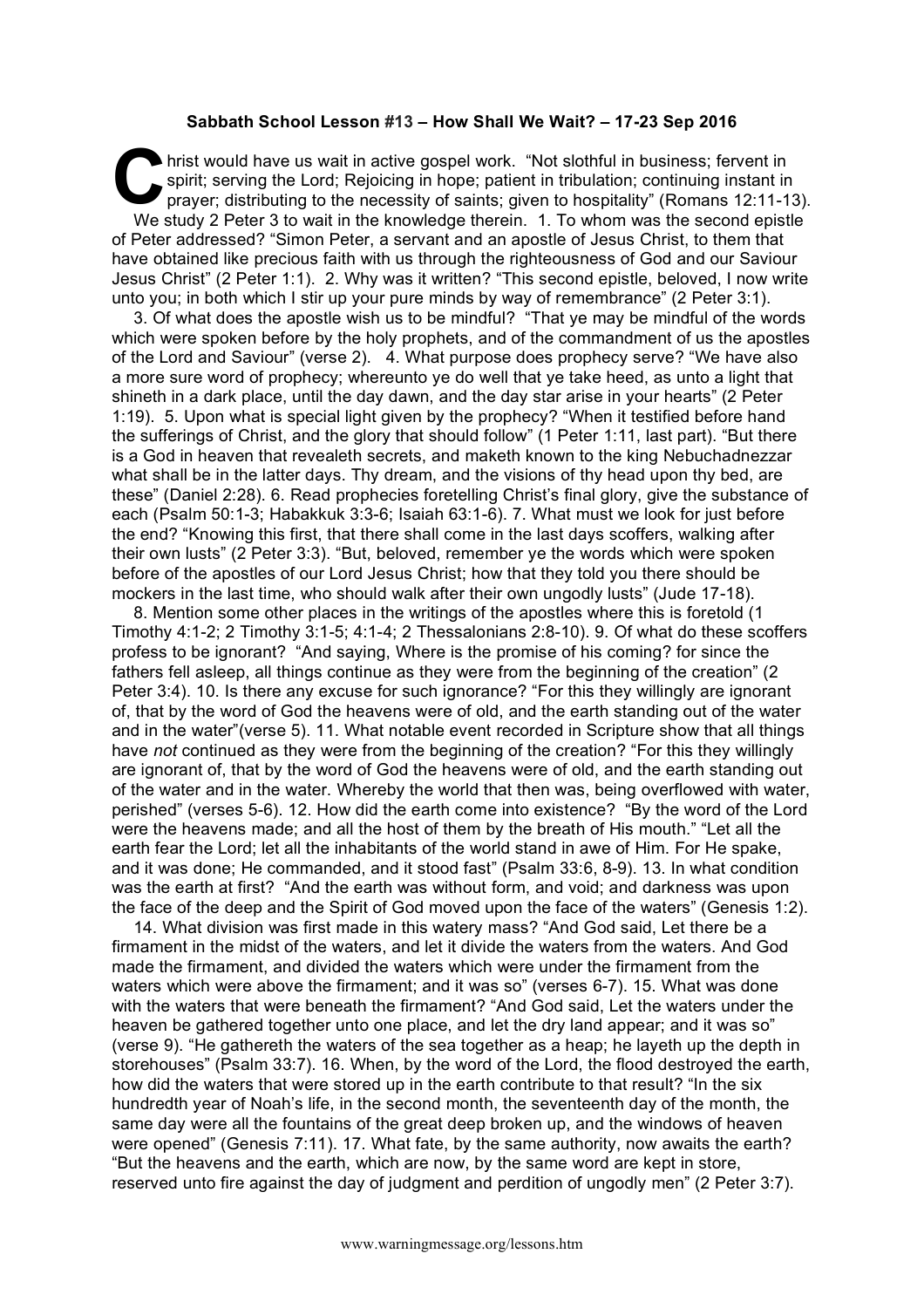**Sabbath School Lesson #13 – How Shall We Wait? – 17-23 Sep 2016**

Christ would have us wait in active gospel work. "Not slothful in business; fervent in spirit; serving the Lord; Rejoicing in hope; patient in tribulation; continuing instant in prayer; distributing to the necessity of saints; given to hospitality" (Romans 12:11-13). We study 2 Peter 3 to wait in the knowledge therein. 1. To whom was the second epistle of Peter addressed? "Simon Peter, a servant and an apostle of Jesus Christ, to them that have obtained like precious faith with us through the righteousness of God and our Saviour Jesus Christ" (2 Peter 1:1). 2. Why was it written? "This second epistle, beloved, I now write unto you; in both which I stir up your pure minds by way of remembrance" (2 Peter 3:1).

3. Of what does the apostle wish us to be mindful? "That ye may be mindful of the words which were spoken before by the holy prophets, and of the commandment of us the apostles of the Lord and Saviour" (verse 2). 4. What purpose does prophecy serve? "We have also a more sure word of prophecy; whereunto ye do well that ye take heed, as unto a light that shineth in a dark place, until the day dawn, and the day star arise in your hearts" (2 Peter 1:19). 5. Upon what is special light given by the prophecy? "When it testified before hand the sufferings of Christ, and the glory that should follow" (1 Peter 1:11, last part). "But there is a God in heaven that revealeth secrets, and maketh known to the king Nebuchadnezzar what shall be in the latter days. Thy dream, and the visions of thy head upon thy bed, are these" (Daniel 2:28). 6. Read prophecies foretelling Christ's final glory, give the substance of each (Psalm 50:1-3; Habakkuk 3:3-6; Isaiah 63:1-6). 7. What must we look for just before the end? "Knowing this first, that there shall come in the last days scoffers, walking after their own lusts" (2 Peter 3:3). "But, beloved, remember ye the words which were spoken before of the apostles of our Lord Jesus Christ; how that they told you there should be mockers in the last time, who should walk after their own ungodly lusts" (Jude 17-18).

8. Mention some other places in the writings of the apostles where this is foretold (1 Timothy 4:1-2; 2 Timothy 3:1-5; 4:1-4; 2 Thessalonians 2:8-10). 9. Of what do these scoffers profess to be ignorant? "And saying, Where is the promise of his coming? for since the fathers fell asleep, all things continue as they were from the beginning of the creation" (2 Peter 3:4). 10. Is there any excuse for such ignorance? "For this they willingly are ignorant of, that by the word of God the heavens were of old, and the earth standing out of the water and in the water"(verse 5). 11. What notable event recorded in Scripture show that all things have *not* continued as they were from the beginning of the creation? "For this they willingly are ignorant of, that by the word of God the heavens were of old, and the earth standing out of the water and in the water. Whereby the world that then was, being overflowed with water, perished" (verses 5-6). 12. How did the earth come into existence? "By the word of the Lord were the heavens made; and all the host of them by the breath of His mouth." "Let all the earth fear the Lord; let all the inhabitants of the world stand in awe of Him. For He spake, and it was done; He commanded, and it stood fast" (Psalm 33:6, 8-9). 13. In what condition was the earth at first? "And the earth was without form, and void; and darkness was upon the face of the deep and the Spirit of God moved upon the face of the waters" (Genesis 1:2).

14. What division was first made in this watery mass? "And God said, Let there be a firmament in the midst of the waters, and let it divide the waters from the waters. And God made the firmament, and divided the waters which were under the firmament from the waters which were above the firmament; and it was so" (verses 6-7). 15. What was done with the waters that were beneath the firmament? "And God said, Let the waters under the heaven be gathered together unto one place, and let the dry land appear; and it was so" (verse 9). "He gathereth the waters of the sea together as a heap; he layeth up the depth in storehouses" (Psalm 33:7). 16. When, by the word of the Lord, the flood destroyed the earth, how did the waters that were stored up in the earth contribute to that result? "In the six hundredth year of Noah's life, in the second month, the seventeenth day of the month, the same day were all the fountains of the great deep broken up, and the windows of heaven were opened" (Genesis 7:11). 17. What fate, by the same authority, now awaits the earth? "But the heavens and the earth, which are now, by the same word are kept in store, reserved unto fire against the day of judgment and perdition of ungodly men" (2 Peter 3:7).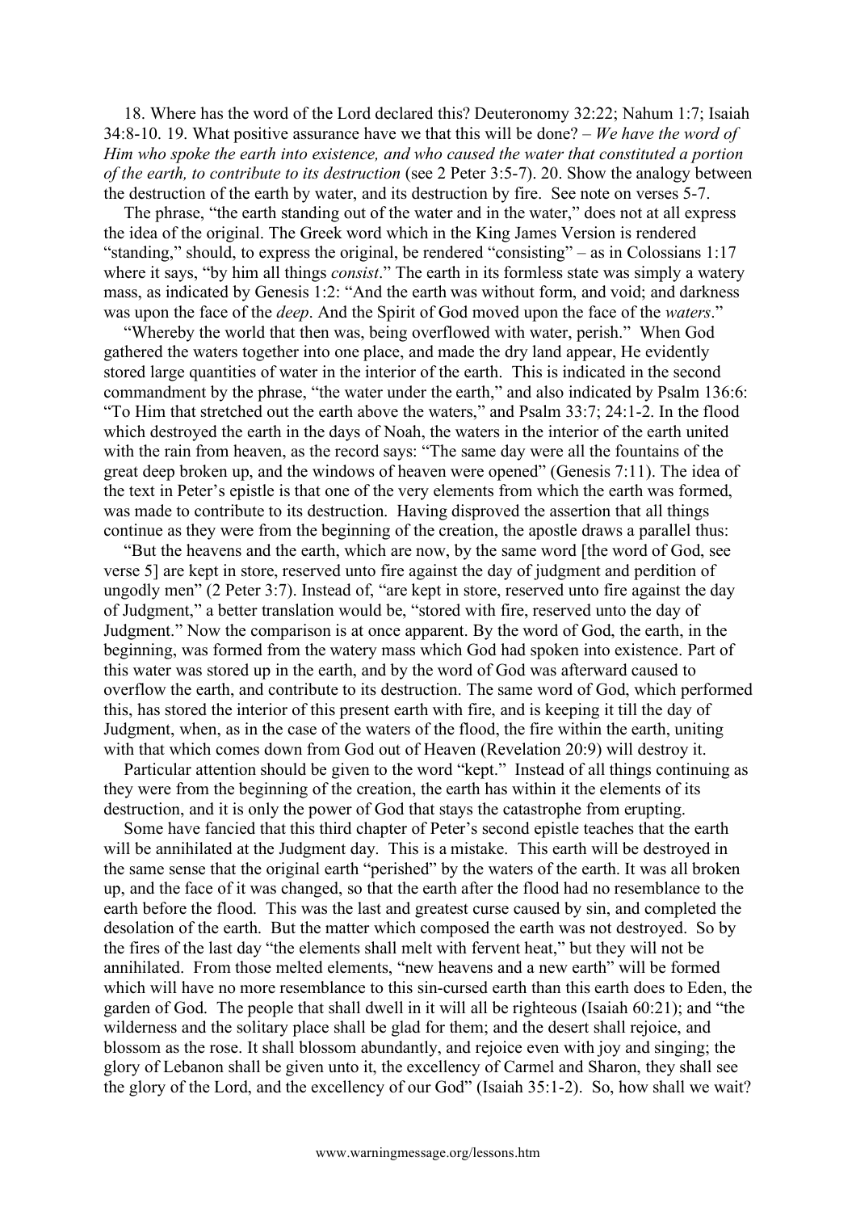18. Where has the word of the Lord declared this? Deuteronomy 32:22; Nahum 1:7; Isaiah 34:8-10. 19. What positive assurance have we that this will be done? – *We have the word of Him who spoke the earth into existence, and who caused the water that constituted a portion of the earth, to contribute to its destruction* (see 2 Peter 3:5-7). 20. Show the analogy between the destruction of the earth by water, and its destruction by fire. See note on verses 5-7.

The phrase, "the earth standing out of the water and in the water," does not at all express the idea of the original. The Greek word which in the King James Version is rendered "standing," should, to express the original, be rendered "consisting" – as in Colossians 1:17 where it says, "by him all things *consist*." The earth in its formless state was simply a watery mass, as indicated by Genesis 1:2: "And the earth was without form, and void; and darkness was upon the face of the *deep*. And the Spirit of God moved upon the face of the *waters*."

"Whereby the world that then was, being overflowed with water, perish." When God gathered the waters together into one place, and made the dry land appear, He evidently stored large quantities of water in the interior of the earth. This is indicated in the second commandment by the phrase, "the water under the earth," and also indicated by Psalm 136:6: "To Him that stretched out the earth above the waters," and Psalm 33:7; 24:1-2. In the flood which destroyed the earth in the days of Noah, the waters in the interior of the earth united with the rain from heaven, as the record says: "The same day were all the fountains of the great deep broken up, and the windows of heaven were opened" (Genesis 7:11). The idea of the text in Peter's epistle is that one of the very elements from which the earth was formed, was made to contribute to its destruction. Having disproved the assertion that all things continue as they were from the beginning of the creation, the apostle draws a parallel thus:

"But the heavens and the earth, which are now, by the same word [the word of God, see verse 5] are kept in store, reserved unto fire against the day of judgment and perdition of ungodly men" (2 Peter 3:7). Instead of, "are kept in store, reserved unto fire against the day of Judgment," a better translation would be, "stored with fire, reserved unto the day of Judgment." Now the comparison is at once apparent. By the word of God, the earth, in the beginning, was formed from the watery mass which God had spoken into existence. Part of this water was stored up in the earth, and by the word of God was afterward caused to overflow the earth, and contribute to its destruction. The same word of God, which performed this, has stored the interior of this present earth with fire, and is keeping it till the day of Judgment, when, as in the case of the waters of the flood, the fire within the earth, uniting with that which comes down from God out of Heaven (Revelation 20:9) will destroy it.

Particular attention should be given to the word "kept." Instead of all things continuing as they were from the beginning of the creation, the earth has within it the elements of its destruction, and it is only the power of God that stays the catastrophe from erupting.

Some have fancied that this third chapter of Peter's second epistle teaches that the earth will be annihilated at the Judgment day. This is a mistake. This earth will be destroyed in the same sense that the original earth "perished" by the waters of the earth. It was all broken up, and the face of it was changed, so that the earth after the flood had no resemblance to the earth before the flood. This was the last and greatest curse caused by sin, and completed the desolation of the earth. But the matter which composed the earth was not destroyed. So by the fires of the last day "the elements shall melt with fervent heat," but they will not be annihilated. From those melted elements, "new heavens and a new earth" will be formed which will have no more resemblance to this sin-cursed earth than this earth does to Eden, the garden of God. The people that shall dwell in it will all be righteous (Isaiah 60:21); and "the wilderness and the solitary place shall be glad for them; and the desert shall rejoice, and blossom as the rose. It shall blossom abundantly, and rejoice even with joy and singing; the glory of Lebanon shall be given unto it, the excellency of Carmel and Sharon, they shall see the glory of the Lord, and the excellency of our God" (Isaiah 35:1-2). So, how shall we wait?

www.warningmessage.org/lessons.htm